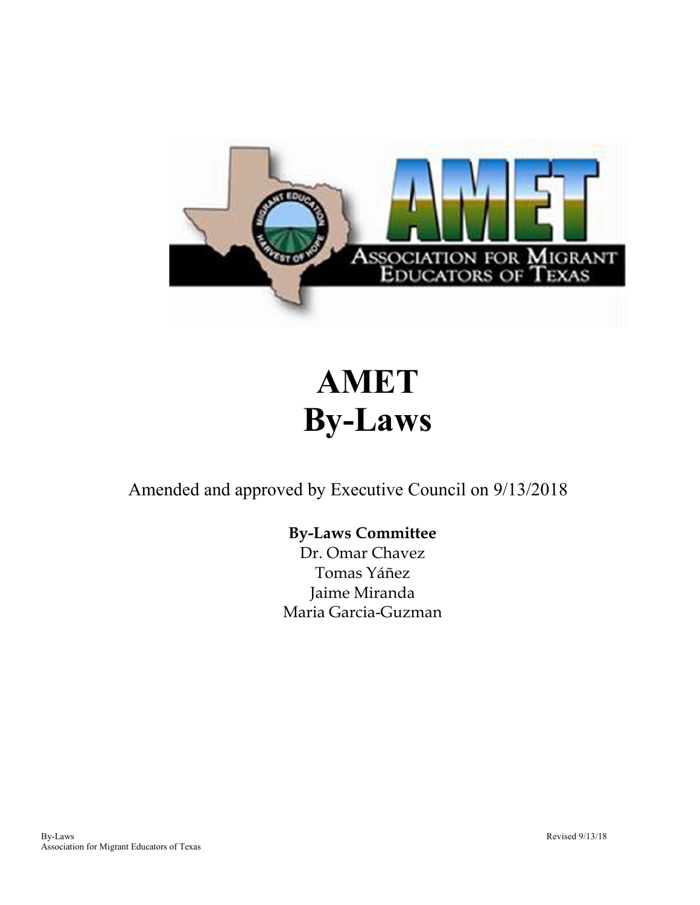# AMET
# By-Laws

Amended and approved by Executive Council on 9/13/2018

**By-Laws Committee**

Dr. Omar Chavez

Tomas Yáñez

Jaime Miranda

Maria Garcia-Guzman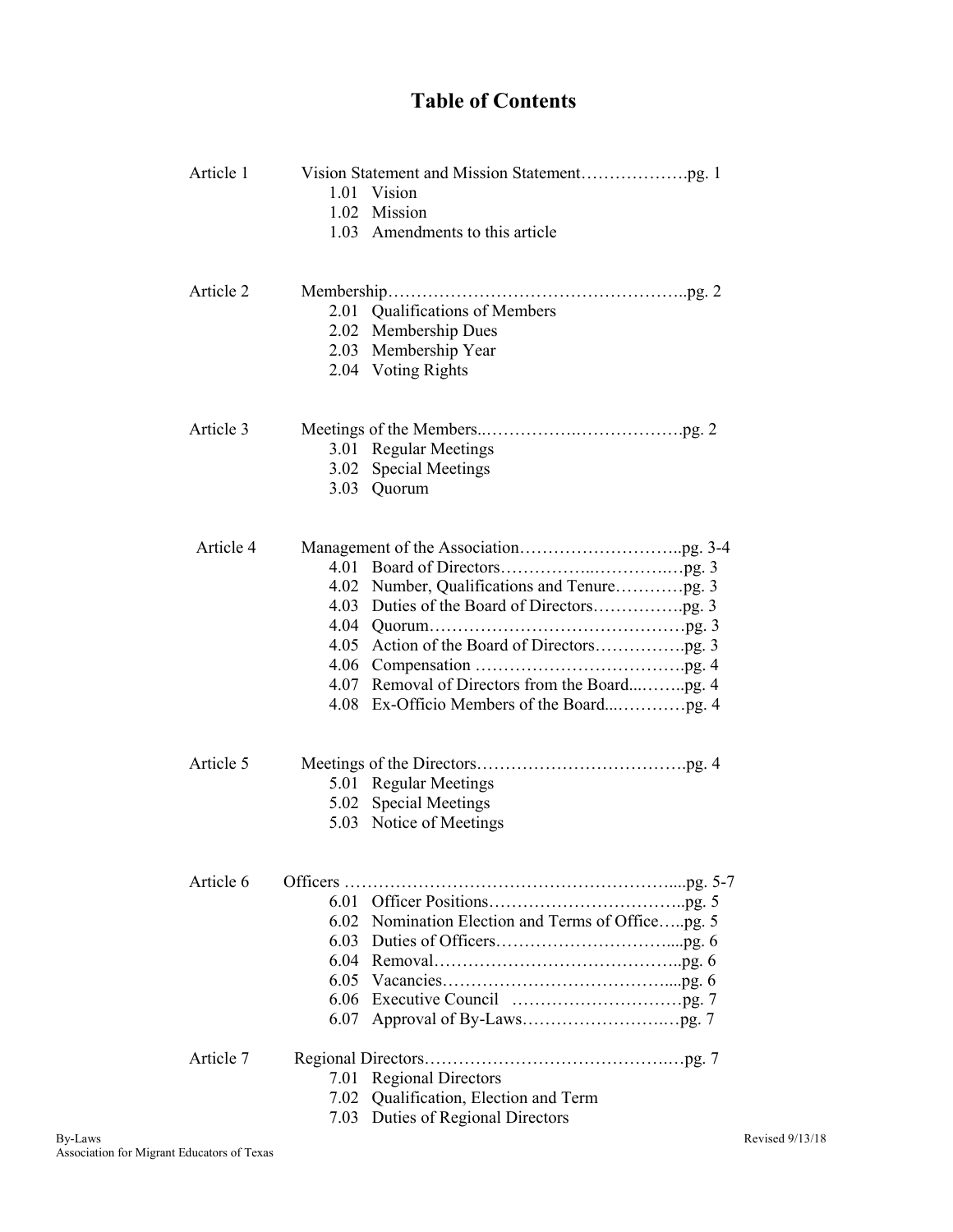# Table of Contents

Article 1 Vision Statement and Mission Statement……………….pg. 1
- 1.01 Vision
- 1.02 Mission
- 1.03 Amendments to this article

Article 2 Membership……………………………………………..pg. 2
- 2.01 Qualifications of Members
- 2.02 Membership Dues
- 2.03 Membership Year
- 2.04 Voting Rights

Article 3 Meetings of the Members..……………..………………pg. 2
- 3.01 Regular Meetings
- 3.02 Special Meetings
- 3.03 Quorum

Article 4 Management of the Association………………………..pg. 3-4
- 4.01 Board of Directors……………...…………..…pg. 3
- 4.02 Number, Qualifications and Tenure…………pg. 3
- 4.03 Duties of the Board of Directors…………….pg. 3
- 4.04 Quorum………………………………………pg. 3
- 4.05 Action of the Board of Directors…………….pg. 3
- 4.06 Compensation ………………………………pg. 4
- 4.07 Removal of Directors from the Board...……..pg. 4
- 4.08 Ex-Officio Members of the Board...…………pg. 4

Article 5 Meetings of the Directors……………………………….pg. 4
- 5.01 Regular Meetings
- 5.02 Special Meetings
- 5.03 Notice of Meetings

Article 6 Officers ………………………………………………….....pg. 5-7
- 6.01 Officer Positions……………………………..pg. 5
- 6.02 Nomination Election and Terms of Office…..pg. 5
- 6.03 Duties of Officers…………………………....pg. 6
- 6.04 Removal……………………………………..pg. 6
- 6.05 Vacancies…………………………………....pg. 6
- 6.06 Executive Council …………………………pg. 7
- 6.07 Approval of By-Laws……………………..…pg. 7

Article 7 Regional Directors……………………………………..…pg. 7
- 7.01 Regional Directors
- 7.02 Qualification, Election and Term
- 7.03 Duties of Regional Directors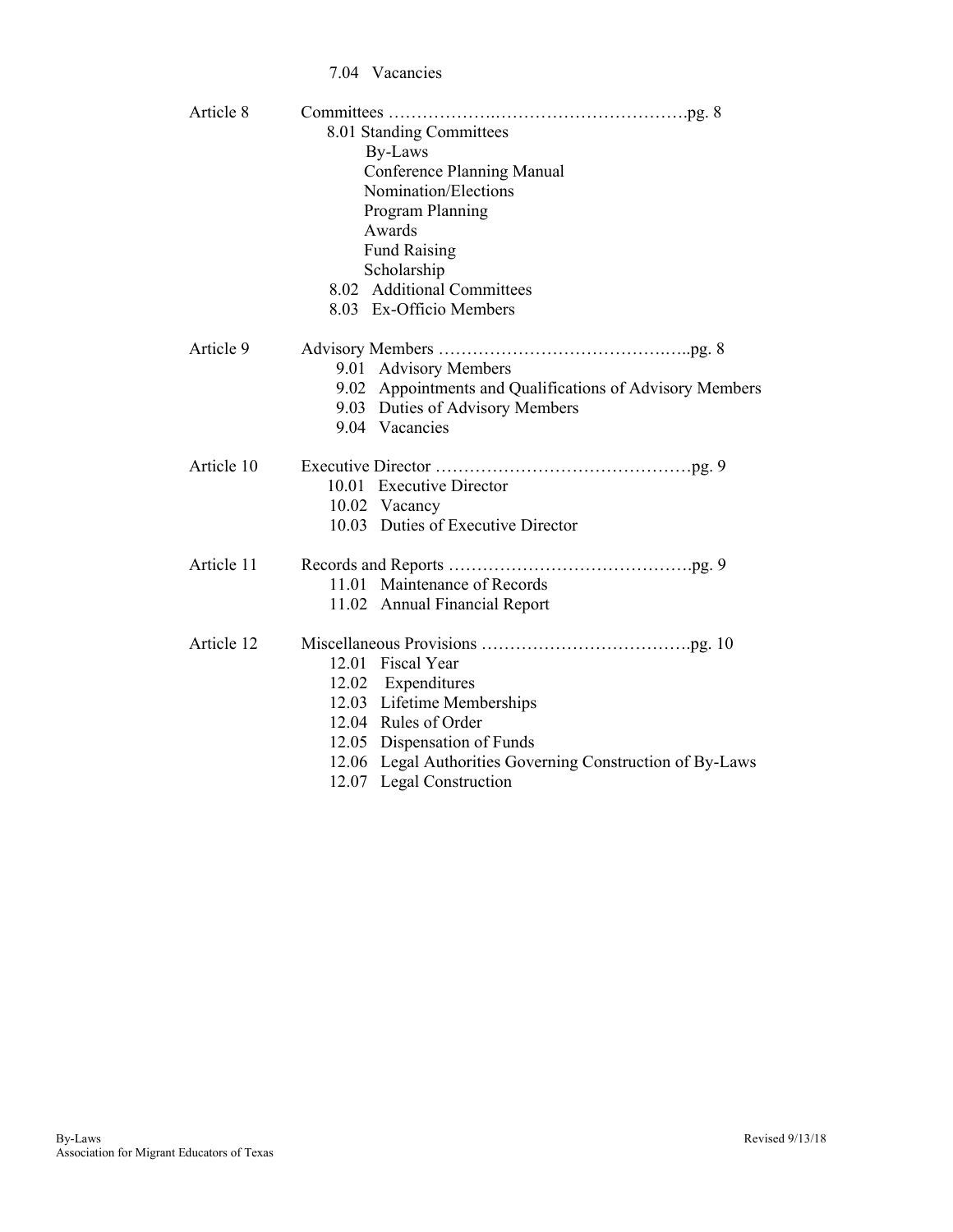7.04 Vacancies

Article 8 Committees ………………..…………………………………pg. 8

- 8.01 Standing Committees
  - By-Laws
  - Conference Planning Manual
  - Nomination/Elections
  - Program Planning
  - Awards
  - Fund Raising
  - Scholarship
- 8.02 Additional Committees
- 8.03 Ex-Officio Members

Article 9 Advisory Members …………………………………..…..pg. 8

- 9.01 Advisory Members
- 9.02 Appointments and Qualifications of Advisory Members
- 9.03 Duties of Advisory Members
- 9.04 Vacancies

Article 10 Executive Director ………………………………………pg. 9

- 10.01 Executive Director
- 10.02 Vacancy
- 10.03 Duties of Executive Director

Article 11 Records and Reports ……………………………………pg. 9

- 11.01 Maintenance of Records
- 11.02 Annual Financial Report

Article 12 Miscellaneous Provisions ……………………………….pg. 10

- 12.01 Fiscal Year
- 12.02 Expenditures
- 12.03 Lifetime Memberships
- 12.04 Rules of Order
- 12.05 Dispensation of Funds
- 12.06 Legal Authorities Governing Construction of By-Laws
- 12.07 Legal Construction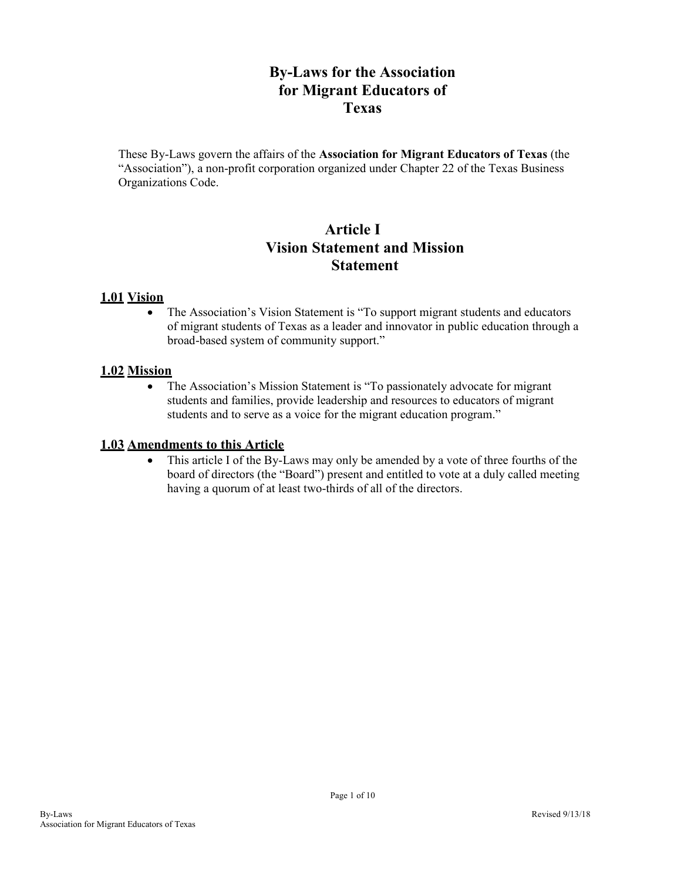# By-Laws for the Association for Migrant Educators of Texas

These By-Laws govern the affairs of the **Association for Migrant Educators of Texas** (the "Association"), a non-profit corporation organized under Chapter 22 of the Texas Business Organizations Code.

## Article I
## Vision Statement and Mission Statement

### **1.01** Vision

- The Association's Vision Statement is "To support migrant students and educators of migrant students of Texas as a leader and innovator in public education through a broad-based system of community support."

### **1.02** Mission

- The Association's Mission Statement is "To passionately advocate for migrant students and families, provide leadership and resources to educators of migrant students and to serve as a voice for the migrant education program."

### **1.03** Amendments to this Article

- This article I of the By-Laws may only be amended by a vote of three fourths of the board of directors (the "Board") present and entitled to vote at a duly called meeting having a quorum of at least two-thirds of all of the directors.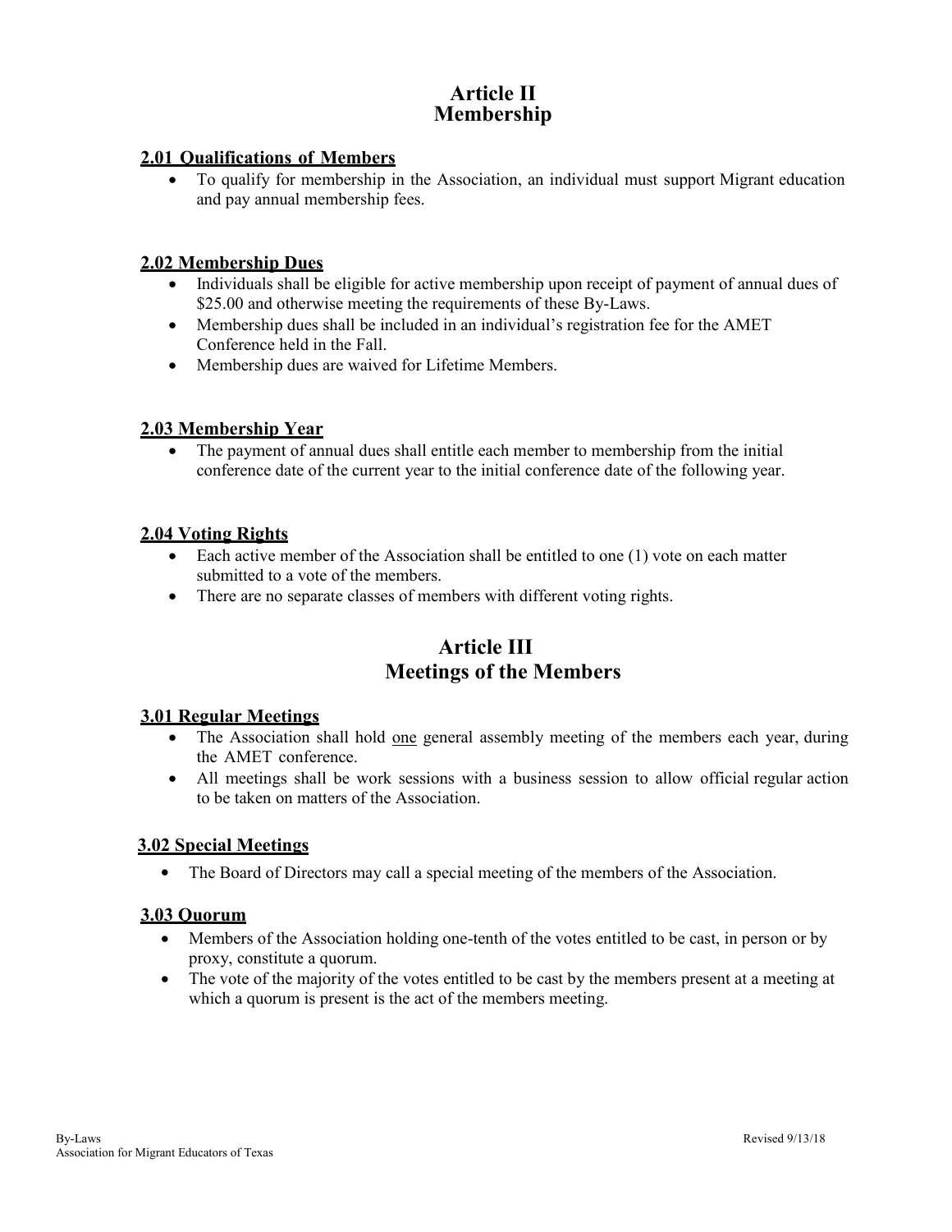# Article II
# Membership

### 2.01 Qualifications of Members

- To qualify for membership in the Association, an individual must support Migrant education and pay annual membership fees.

### 2.02 Membership Dues

- Individuals shall be eligible for active membership upon receipt of payment of annual dues of $25.00 and otherwise meeting the requirements of these By-Laws.
- Membership dues shall be included in an individual's registration fee for the AMET Conference held in the Fall.
- Membership dues are waived for Lifetime Members.

### 2.03 Membership Year

- The payment of annual dues shall entitle each member to membership from the initial conference date of the current year to the initial conference date of the following year.

### 2.04 Voting Rights

- Each active member of the Association shall be entitled to one (1) vote on each matter submitted to a vote of the members.
- There are no separate classes of members with different voting rights.

# Article III
# Meetings of the Members

### 3.01 Regular Meetings

- The Association shall hold <u>one</u> general assembly meeting of the members each year, during the AMET conference.
- All meetings shall be work sessions with a business session to allow official regular action to be taken on matters of the Association.

### 3.02 Special Meetings

- The Board of Directors may call a special meeting of the members of the Association.

### 3.03 Quorum

- Members of the Association holding one-tenth of the votes entitled to be cast, in person or by proxy, constitute a quorum.
- The vote of the majority of the votes entitled to be cast by the members present at a meeting at which a quorum is present is the act of the members meeting.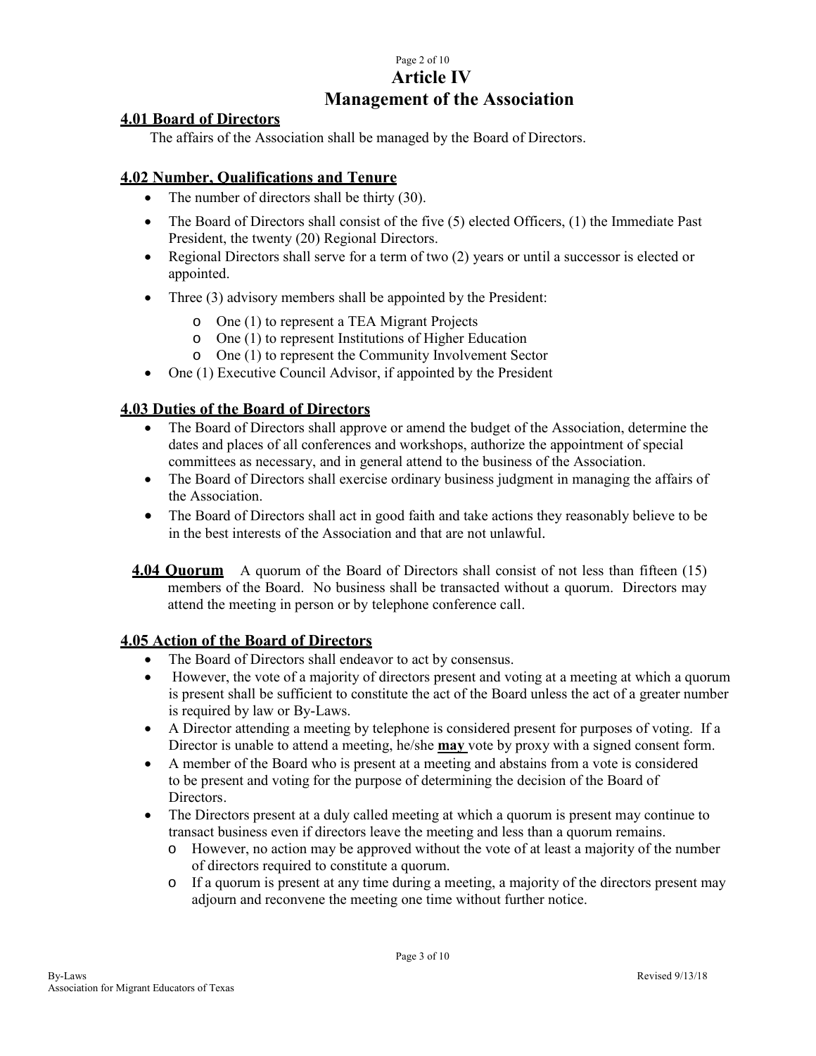# Article IV
# Management of the Association

## 4.01 Board of Directors

The affairs of the Association shall be managed by the Board of Directors.

## 4.02 Number, Qualifications and Tenure

- The number of directors shall be thirty (30).
- The Board of Directors shall consist of the five (5) elected Officers, (1) the Immediate Past President, the twenty (20) Regional Directors.
- Regional Directors shall serve for a term of two (2) years or until a successor is elected or appointed.
- Three (3) advisory members shall be appointed by the President:
  - One (1) to represent a TEA Migrant Projects
  - One (1) to represent Institutions of Higher Education
  - One (1) to represent the Community Involvement Sector
- One (1) Executive Council Advisor, if appointed by the President

## 4.03 Duties of the Board of Directors

- The Board of Directors shall approve or amend the budget of the Association, determine the dates and places of all conferences and workshops, authorize the appointment of special committees as necessary, and in general attend to the business of the Association.
- The Board of Directors shall exercise ordinary business judgment in managing the affairs of the Association.
- The Board of Directors shall act in good faith and take actions they reasonably believe to be in the best interests of the Association and that are not unlawful.

**4.04 Quorum** A quorum of the Board of Directors shall consist of not less than fifteen (15) members of the Board. No business shall be transacted without a quorum. Directors may attend the meeting in person or by telephone conference call.

## 4.05 Action of the Board of Directors

- The Board of Directors shall endeavor to act by consensus.
- However, the vote of a majority of directors present and voting at a meeting at which a quorum is present shall be sufficient to constitute the act of the Board unless the act of a greater number is required by law or By-Laws.
- A Director attending a meeting by telephone is considered present for purposes of voting. If a Director is unable to attend a meeting, he/she **may** vote by proxy with a signed consent form.
- A member of the Board who is present at a meeting and abstains from a vote is considered to be present and voting for the purpose of determining the decision of the Board of Directors.
- The Directors present at a duly called meeting at which a quorum is present may continue to transact business even if directors leave the meeting and less than a quorum remains.
  - However, no action may be approved without the vote of at least a majority of the number of directors required to constitute a quorum.
  - If a quorum is present at any time during a meeting, a majority of the directors present may adjourn and reconvene the meeting one time without further notice.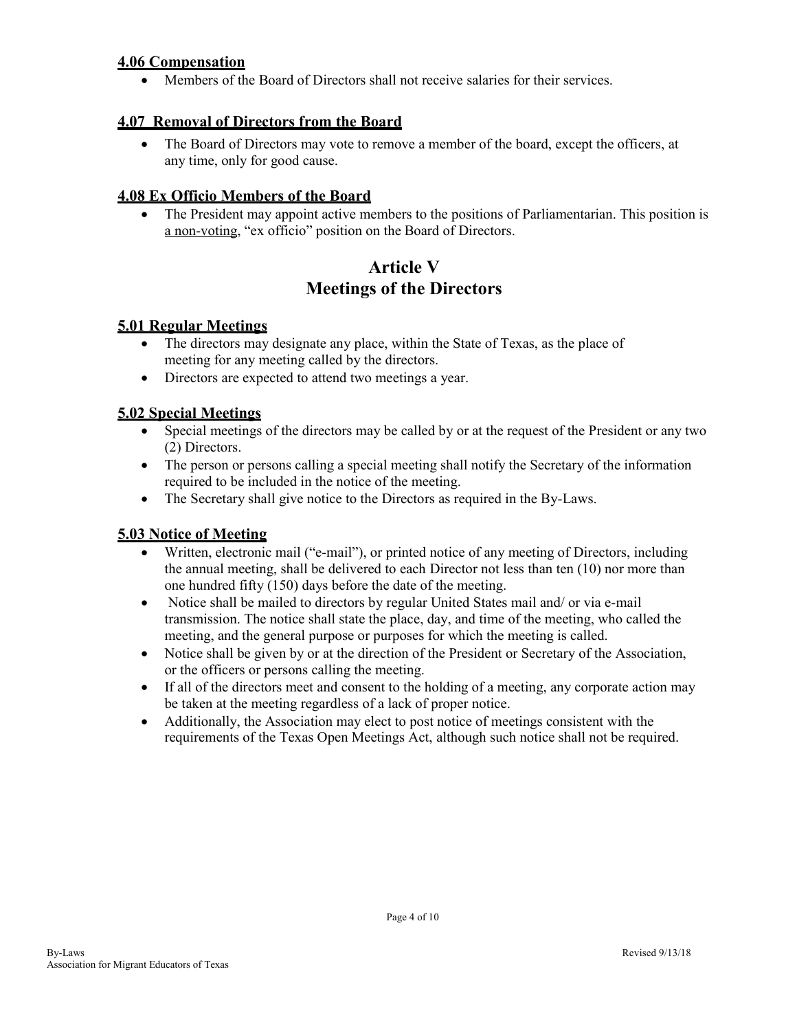### 4.06 Compensation

- Members of the Board of Directors shall not receive salaries for their services.

### 4.07 Removal of Directors from the Board

- The Board of Directors may vote to remove a member of the board, except the officers, at any time, only for good cause.

### 4.08 Ex Officio Members of the Board

- The President may appoint active members to the positions of Parliamentarian. This position is a non-voting, "ex officio" position on the Board of Directors.

## Article V
## Meetings of the Directors

### 5.01 Regular Meetings

- The directors may designate any place, within the State of Texas, as the place of meeting for any meeting called by the directors.
- Directors are expected to attend two meetings a year.

### 5.02 Special Meetings

- Special meetings of the directors may be called by or at the request of the President or any two (2) Directors.
- The person or persons calling a special meeting shall notify the Secretary of the information required to be included in the notice of the meeting.
- The Secretary shall give notice to the Directors as required in the By-Laws.

### 5.03 Notice of Meeting

- Written, electronic mail ("e-mail"), or printed notice of any meeting of Directors, including the annual meeting, shall be delivered to each Director not less than ten (10) nor more than one hundred fifty (150) days before the date of the meeting.
- Notice shall be mailed to directors by regular United States mail and/ or via e-mail transmission. The notice shall state the place, day, and time of the meeting, who called the meeting, and the general purpose or purposes for which the meeting is called.
- Notice shall be given by or at the direction of the President or Secretary of the Association, or the officers or persons calling the meeting.
- If all of the directors meet and consent to the holding of a meeting, any corporate action may be taken at the meeting regardless of a lack of proper notice.
- Additionally, the Association may elect to post notice of meetings consistent with the requirements of the Texas Open Meetings Act, although such notice shall not be required.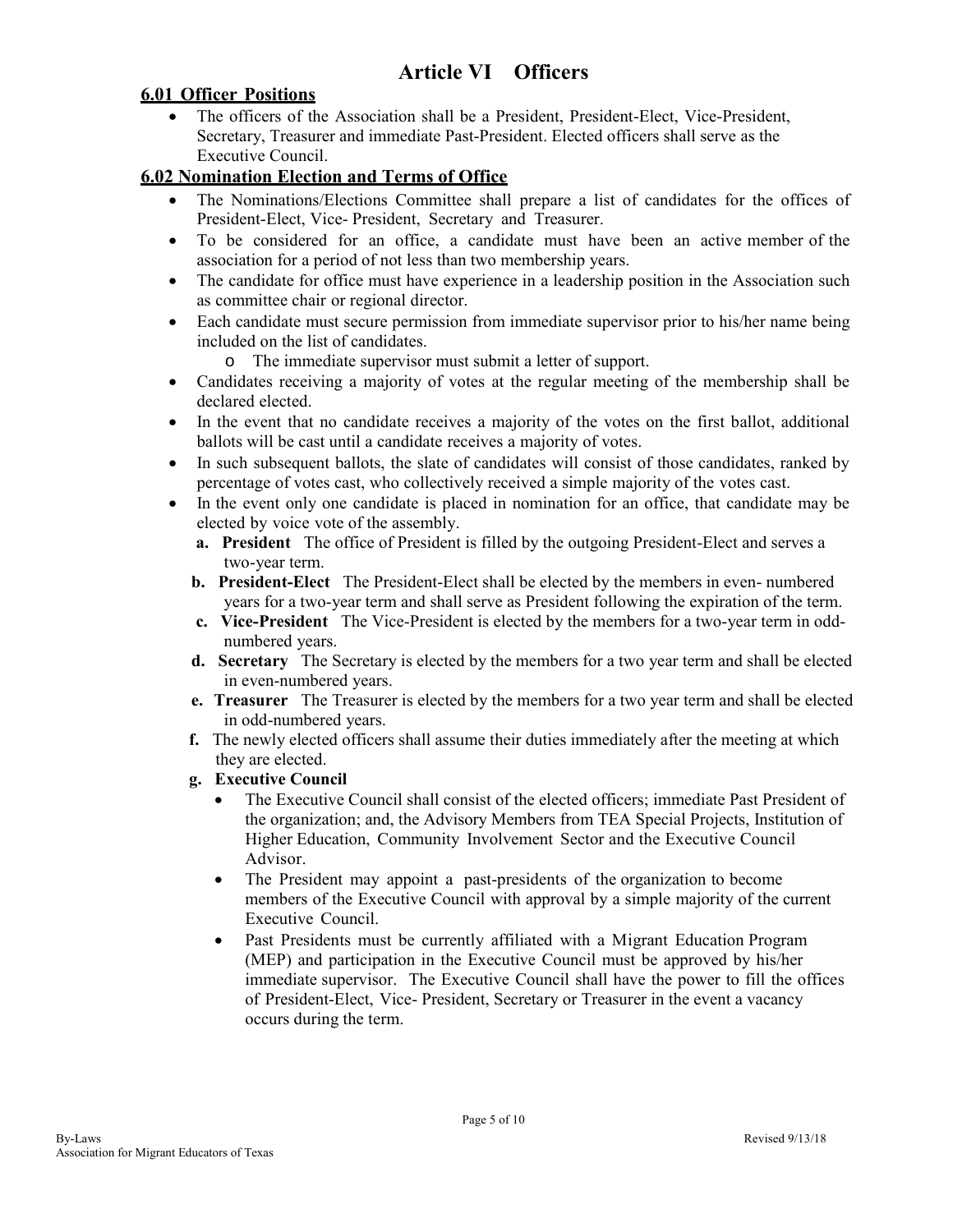# Article VI Officers

## 6.01 Officer Positions

- The officers of the Association shall be a President, President-Elect, Vice-President, Secretary, Treasurer and immediate Past-President. Elected officers shall serve as the Executive Council.

## 6.02 Nomination Election and Terms of Office

- The Nominations/Elections Committee shall prepare a list of candidates for the offices of President-Elect, Vice- President, Secretary and Treasurer.
- To be considered for an office, a candidate must have been an active member of the association for a period of not less than two membership years.
- The candidate for office must have experience in a leadership position in the Association such as committee chair or regional director.
- Each candidate must secure permission from immediate supervisor prior to his/her name being included on the list of candidates.
  - o The immediate supervisor must submit a letter of support.
- Candidates receiving a majority of votes at the regular meeting of the membership shall be declared elected.
- In the event that no candidate receives a majority of the votes on the first ballot, additional ballots will be cast until a candidate receives a majority of votes.
- In such subsequent ballots, the slate of candidates will consist of those candidates, ranked by percentage of votes cast, who collectively received a simple majority of the votes cast.
- In the event only one candidate is placed in nomination for an office, that candidate may be elected by voice vote of the assembly.

  **a. President** The office of President is filled by the outgoing President-Elect and serves a two-year term.

  **b. President-Elect** The President-Elect shall be elected by the members in even- numbered years for a two-year term and shall serve as President following the expiration of the term.

  **c. Vice-President** The Vice-President is elected by the members for a two-year term in odd-numbered years.

  **d. Secretary** The Secretary is elected by the members for a two year term and shall be elected in even-numbered years.

  **e. Treasurer** The Treasurer is elected by the members for a two year term and shall be elected in odd-numbered years.

  **f.** The newly elected officers shall assume their duties immediately after the meeting at which they are elected.

  **g. Executive Council**

  - The Executive Council shall consist of the elected officers; immediate Past President of the organization; and, the Advisory Members from TEA Special Projects, Institution of Higher Education, Community Involvement Sector and the Executive Council Advisor.
  - The President may appoint a past-presidents of the organization to become members of the Executive Council with approval by a simple majority of the current Executive Council.
  - Past Presidents must be currently affiliated with a Migrant Education Program (MEP) and participation in the Executive Council must be approved by his/her immediate supervisor. The Executive Council shall have the power to fill the offices of President-Elect, Vice- President, Secretary or Treasurer in the event a vacancy occurs during the term.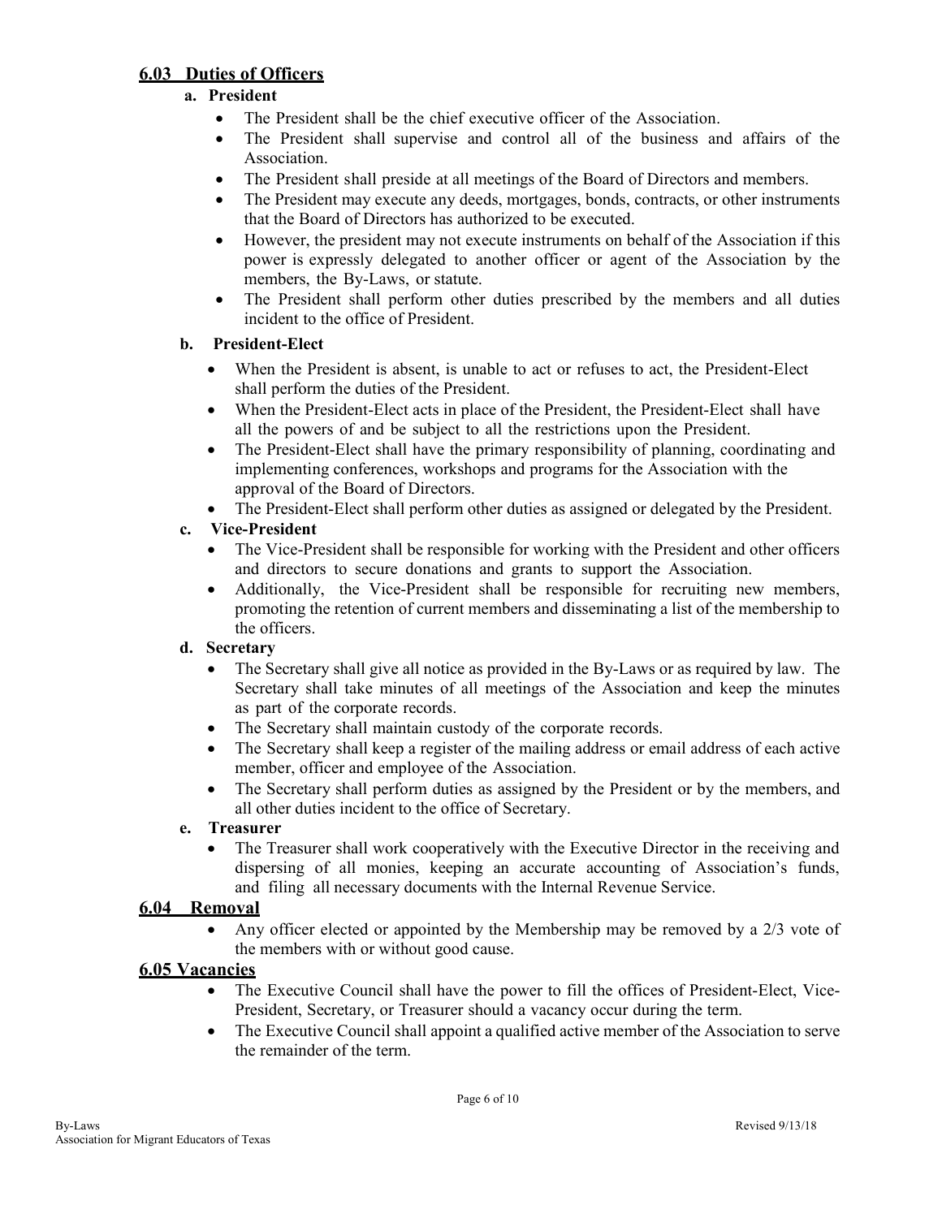## 6.03 Duties of Officers

### a. President

- The President shall be the chief executive officer of the Association.
- The President shall supervise and control all of the business and affairs of the Association.
- The President shall preside at all meetings of the Board of Directors and members.
- The President may execute any deeds, mortgages, bonds, contracts, or other instruments that the Board of Directors has authorized to be executed.
- However, the president may not execute instruments on behalf of the Association if this power is expressly delegated to another officer or agent of the Association by the members, the By-Laws, or statute.
- The President shall perform other duties prescribed by the members and all duties incident to the office of President.

### b. President-Elect

- When the President is absent, is unable to act or refuses to act, the President-Elect shall perform the duties of the President.
- When the President-Elect acts in place of the President, the President-Elect shall have all the powers of and be subject to all the restrictions upon the President.
- The President-Elect shall have the primary responsibility of planning, coordinating and implementing conferences, workshops and programs for the Association with the approval of the Board of Directors.
- The President-Elect shall perform other duties as assigned or delegated by the President.

### c. Vice-President

- The Vice-President shall be responsible for working with the President and other officers and directors to secure donations and grants to support the Association.
- Additionally, the Vice-President shall be responsible for recruiting new members, promoting the retention of current members and disseminating a list of the membership to the officers.

### d. Secretary

- The Secretary shall give all notice as provided in the By-Laws or as required by law. The Secretary shall take minutes of all meetings of the Association and keep the minutes as part of the corporate records.
- The Secretary shall maintain custody of the corporate records.
- The Secretary shall keep a register of the mailing address or email address of each active member, officer and employee of the Association.
- The Secretary shall perform duties as assigned by the President or by the members, and all other duties incident to the office of Secretary.

### e. Treasurer

- The Treasurer shall work cooperatively with the Executive Director in the receiving and dispersing of all monies, keeping an accurate accounting of Association's funds, and filing all necessary documents with the Internal Revenue Service.

## 6.04 Removal

- Any officer elected or appointed by the Membership may be removed by a 2/3 vote of the members with or without good cause.

## 6.05 Vacancies

- The Executive Council shall have the power to fill the offices of President-Elect, Vice-President, Secretary, or Treasurer should a vacancy occur during the term.
- The Executive Council shall appoint a qualified active member of the Association to serve the remainder of the term.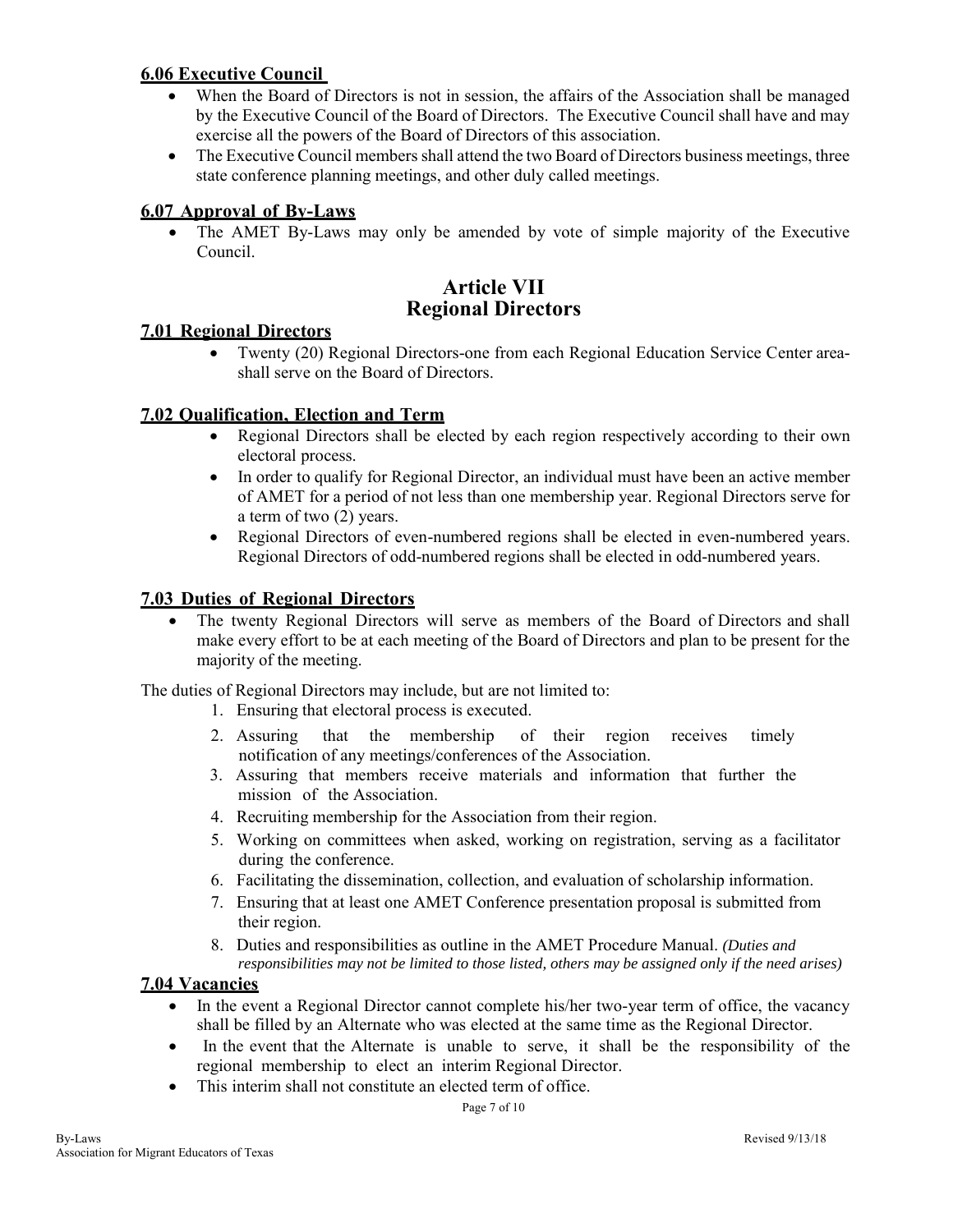### 6.06 Executive Council

- When the Board of Directors is not in session, the affairs of the Association shall be managed by the Executive Council of the Board of Directors. The Executive Council shall have and may exercise all the powers of the Board of Directors of this association.
- The Executive Council members shall attend the two Board of Directors business meetings, three state conference planning meetings, and other duly called meetings.

### 6.07 Approval of By-Laws

- The AMET By-Laws may only be amended by vote of simple majority of the Executive Council.

## Article VII
## Regional Directors

### 7.01 Regional Directors

- Twenty (20) Regional Directors-one from each Regional Education Service Center area-shall serve on the Board of Directors.

### 7.02 Qualification, Election and Term

- Regional Directors shall be elected by each region respectively according to their own electoral process.
- In order to qualify for Regional Director, an individual must have been an active member of AMET for a period of not less than one membership year. Regional Directors serve for a term of two (2) years.
- Regional Directors of even-numbered regions shall be elected in even-numbered years. Regional Directors of odd-numbered regions shall be elected in odd-numbered years.

### 7.03 Duties of Regional Directors

- The twenty Regional Directors will serve as members of the Board of Directors and shall make every effort to be at each meeting of the Board of Directors and plan to be present for the majority of the meeting.

The duties of Regional Directors may include, but are not limited to:

1. Ensuring that electoral process is executed.
2. Assuring that the membership of their region receives timely notification of any meetings/conferences of the Association.
3. Assuring that members receive materials and information that further the mission of the Association.
4. Recruiting membership for the Association from their region.
5. Working on committees when asked, working on registration, serving as a facilitator during the conference.
6. Facilitating the dissemination, collection, and evaluation of scholarship information.
7. Ensuring that at least one AMET Conference presentation proposal is submitted from their region.
8. Duties and responsibilities as outline in the AMET Procedure Manual. *(Duties and responsibilities may not be limited to those listed, others may be assigned only if the need arises)*

### 7.04 Vacancies

- In the event a Regional Director cannot complete his/her two-year term of office, the vacancy shall be filled by an Alternate who was elected at the same time as the Regional Director.
- In the event that the Alternate is unable to serve, it shall be the responsibility of the regional membership to elect an interim Regional Director.
- This interim shall not constitute an elected term of office.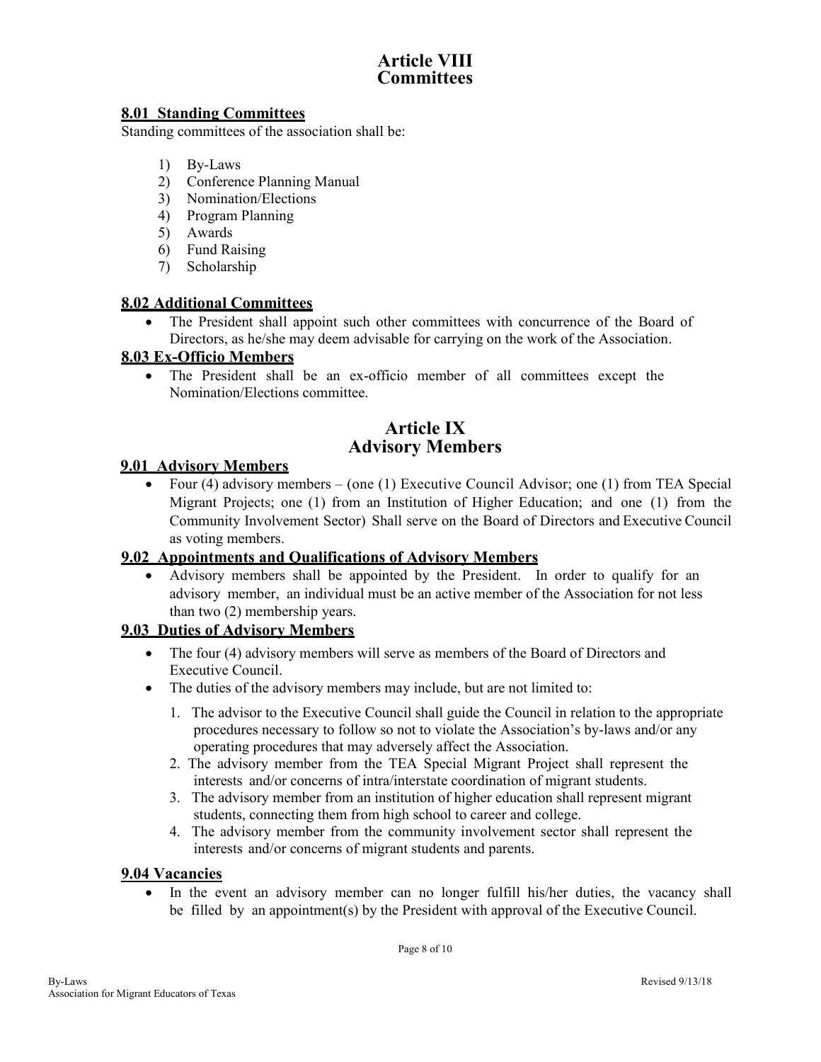# Article VIII
# Committees

## 8.01 Standing Committees

Standing committees of the association shall be:

1) By-Laws
2) Conference Planning Manual
3) Nomination/Elections
4) Program Planning
5) Awards
6) Fund Raising
7) Scholarship

## 8.02 Additional Committees

- The President shall appoint such other committees with concurrence of the Board of Directors, as he/she may deem advisable for carrying on the work of the Association.

## 8.03 Ex-Officio Members

- The President shall be an ex-officio member of all committees except the Nomination/Elections committee.

# Article IX
# Advisory Members

## 9.01 Advisory Members

- Four (4) advisory members – (one (1) Executive Council Advisor; one (1) from TEA Special Migrant Projects; one (1) from an Institution of Higher Education; and one (1) from the Community Involvement Sector) Shall serve on the Board of Directors and Executive Council as voting members.

## 9.02 Appointments and Qualifications of Advisory Members

- Advisory members shall be appointed by the President. In order to qualify for an advisory member, an individual must be an active member of the Association for not less than two (2) membership years.

## 9.03 Duties of Advisory Members

- The four (4) advisory members will serve as members of the Board of Directors and Executive Council.
- The duties of the advisory members may include, but are not limited to:
  1. The advisor to the Executive Council shall guide the Council in relation to the appropriate procedures necessary to follow so not to violate the Association's by-laws and/or any operating procedures that may adversely affect the Association.
  2. The advisory member from the TEA Special Migrant Project shall represent the interests and/or concerns of intra/interstate coordination of migrant students.
  3. The advisory member from an institution of higher education shall represent migrant students, connecting them from high school to career and college.
  4. The advisory member from the community involvement sector shall represent the interests and/or concerns of migrant students and parents.

## 9.04 Vacancies

- In the event an advisory member can no longer fulfill his/her duties, the vacancy shall be filled by an appointment(s) by the President with approval of the Executive Council.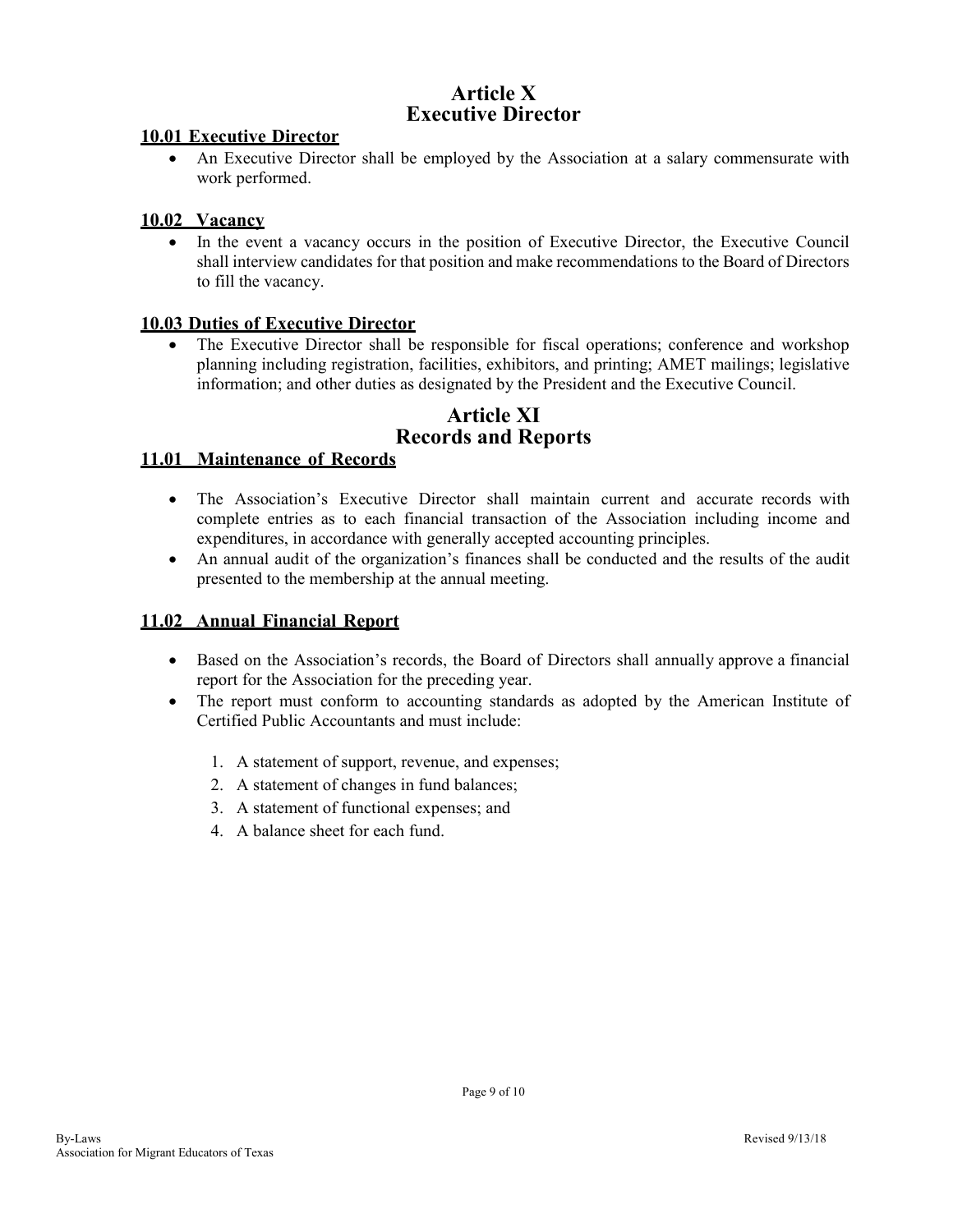# Article X
# Executive Director

### 10.01 Executive Director

- An Executive Director shall be employed by the Association at a salary commensurate with work performed.

### 10.02 Vacancy

- In the event a vacancy occurs in the position of Executive Director, the Executive Council shall interview candidates for that position and make recommendations to the Board of Directors to fill the vacancy.

### 10.03 Duties of Executive Director

- The Executive Director shall be responsible for fiscal operations; conference and workshop planning including registration, facilities, exhibitors, and printing; AMET mailings; legislative information; and other duties as designated by the President and the Executive Council.

# Article XI
# Records and Reports

### 11.01 Maintenance of Records

- The Association's Executive Director shall maintain current and accurate records with complete entries as to each financial transaction of the Association including income and expenditures, in accordance with generally accepted accounting principles.
- An annual audit of the organization's finances shall be conducted and the results of the audit presented to the membership at the annual meeting.

### 11.02 Annual Financial Report

- Based on the Association's records, the Board of Directors shall annually approve a financial report for the Association for the preceding year.
- The report must conform to accounting standards as adopted by the American Institute of Certified Public Accountants and must include:
  1. A statement of support, revenue, and expenses;
  2. A statement of changes in fund balances;
  3. A statement of functional expenses; and
  4. A balance sheet for each fund.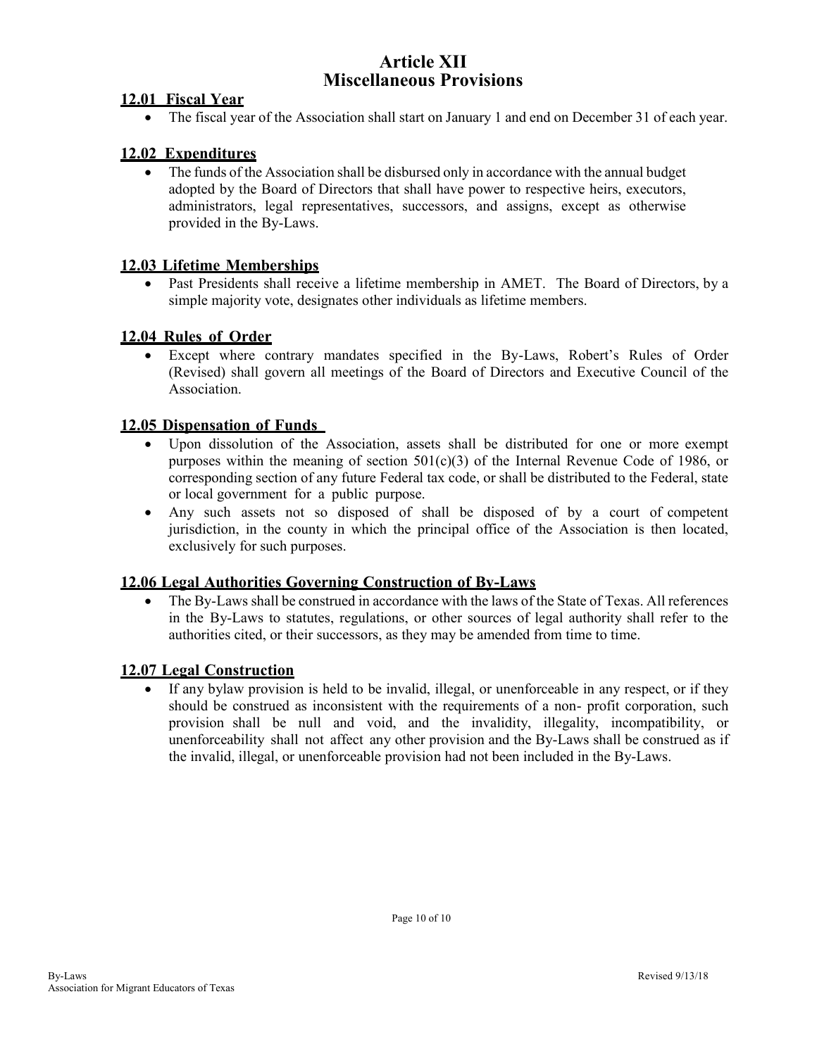# Article XII
# Miscellaneous Provisions

## 12.01 Fiscal Year

- The fiscal year of the Association shall start on January 1 and end on December 31 of each year.

## 12.02 Expenditures

- The funds of the Association shall be disbursed only in accordance with the annual budget adopted by the Board of Directors that shall have power to respective heirs, executors, administrators, legal representatives, successors, and assigns, except as otherwise provided in the By-Laws.

## 12.03 Lifetime Memberships

- Past Presidents shall receive a lifetime membership in AMET. The Board of Directors, by a simple majority vote, designates other individuals as lifetime members.

## 12.04 Rules of Order

- Except where contrary mandates specified in the By-Laws, Robert's Rules of Order (Revised) shall govern all meetings of the Board of Directors and Executive Council of the Association.

## 12.05 Dispensation of Funds

- Upon dissolution of the Association, assets shall be distributed for one or more exempt purposes within the meaning of section 501(c)(3) of the Internal Revenue Code of 1986, or corresponding section of any future Federal tax code, or shall be distributed to the Federal, state or local government for a public purpose.
- Any such assets not so disposed of shall be disposed of by a court of competent jurisdiction, in the county in which the principal office of the Association is then located, exclusively for such purposes.

## 12.06 Legal Authorities Governing Construction of By-Laws

- The By-Laws shall be construed in accordance with the laws of the State of Texas. All references in the By-Laws to statutes, regulations, or other sources of legal authority shall refer to the authorities cited, or their successors, as they may be amended from time to time.

## 12.07 Legal Construction

- If any bylaw provision is held to be invalid, illegal, or unenforceable in any respect, or if they should be construed as inconsistent with the requirements of a non- profit corporation, such provision shall be null and void, and the invalidity, illegality, incompatibility, or unenforceability shall not affect any other provision and the By-Laws shall be construed as if the invalid, illegal, or unenforceable provision had not been included in the By-Laws.